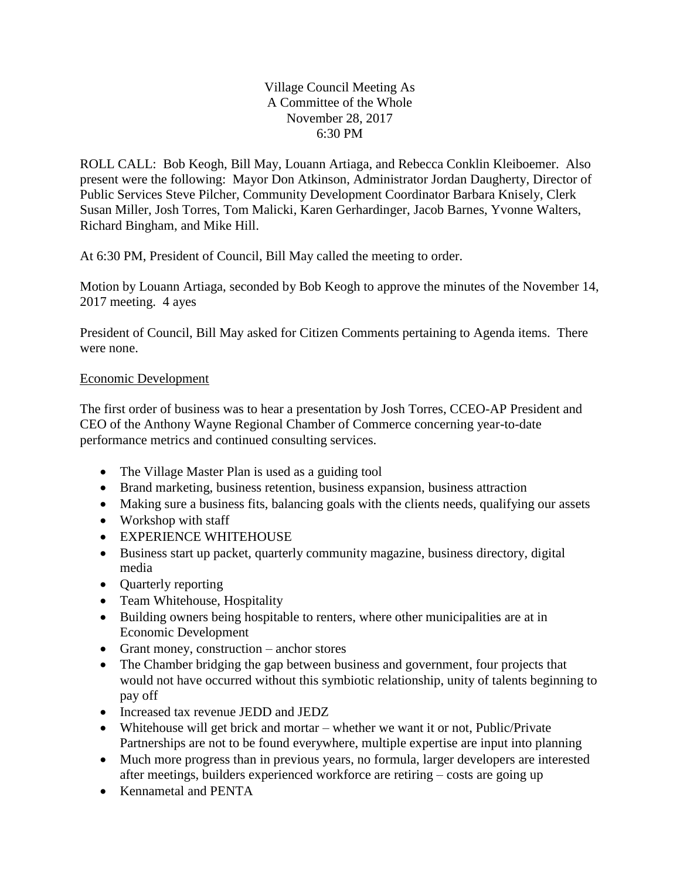Village Council Meeting As
A Committee of the Whole
November 28, 2017
6:30 PM

ROLL CALL: Bob Keogh, Bill May, Louann Artiaga, and Rebecca Conklin Kleiboemer. Also present were the following: Mayor Don Atkinson, Administrator Jordan Daugherty, Director of Public Services Steve Pilcher, Community Development Coordinator Barbara Knisely, Clerk Susan Miller, Josh Torres, Tom Malicki, Karen Gerhardinger, Jacob Barnes, Yvonne Walters, Richard Bingham, and Mike Hill.

At 6:30 PM, President of Council, Bill May called the meeting to order.

Motion by Louann Artiaga, seconded by Bob Keogh to approve the minutes of the November 14, 2017 meeting. 4 ayes

President of Council, Bill May asked for Citizen Comments pertaining to Agenda items. There were none.

<u>Economic Development</u>

The first order of business was to hear a presentation by Josh Torres, CCEO-AP President and CEO of the Anthony Wayne Regional Chamber of Commerce concerning year-to-date performance metrics and continued consulting services.

- The Village Master Plan is used as a guiding tool
- Brand marketing, business retention, business expansion, business attraction
- Making sure a business fits, balancing goals with the clients needs, qualifying our assets
- Workshop with staff
- EXPERIENCE WHITEHOUSE
- Business start up packet, quarterly community magazine, business directory, digital media
- Quarterly reporting
- Team Whitehouse, Hospitality
- Building owners being hospitable to renters, where other municipalities are at in Economic Development
- Grant money, construction – anchor stores
- The Chamber bridging the gap between business and government, four projects that would not have occurred without this symbiotic relationship, unity of talents beginning to pay off
- Increased tax revenue JEDD and JEDZ
- Whitehouse will get brick and mortar – whether we want it or not, Public/Private Partnerships are not to be found everywhere, multiple expertise are input into planning
- Much more progress than in previous years, no formula, larger developers are interested after meetings, builders experienced workforce are retiring – costs are going up
- Kennametal and PENTA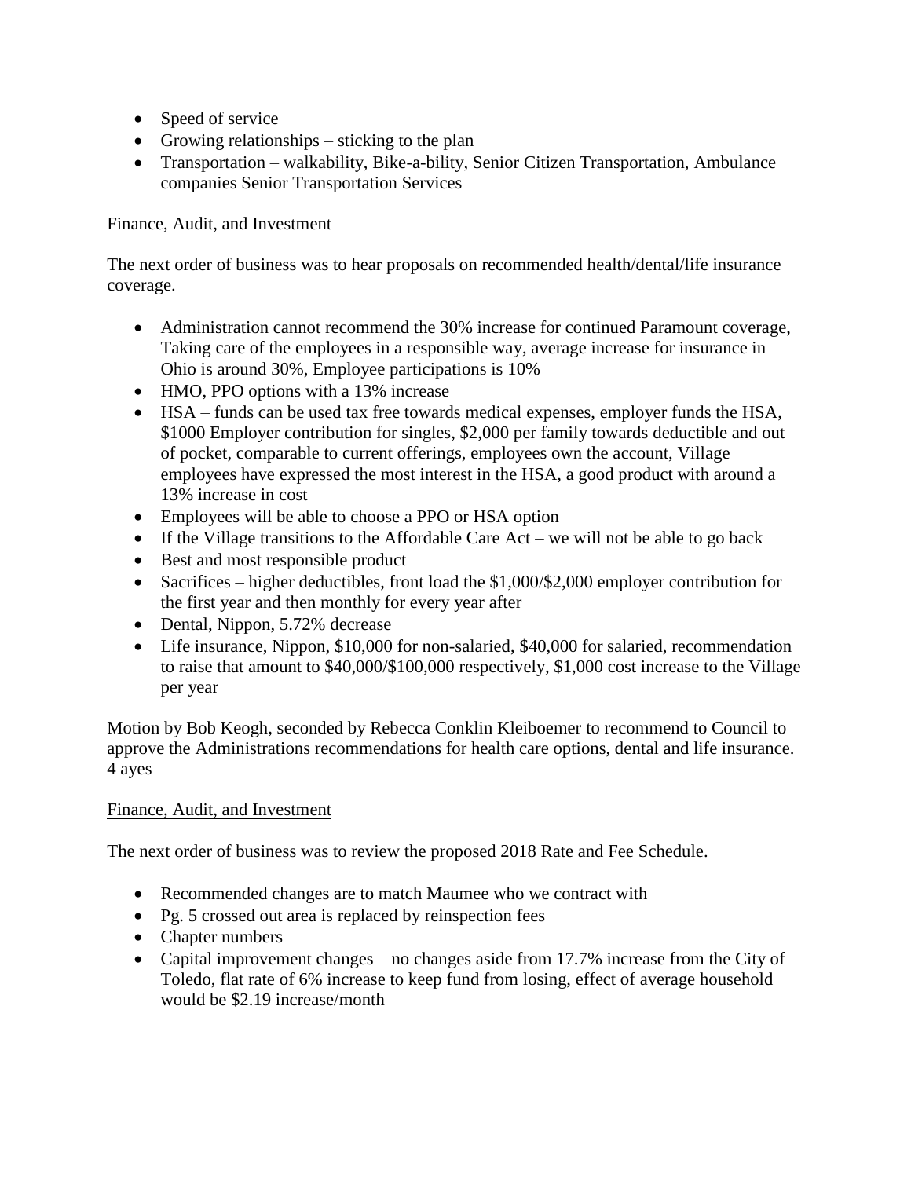- Speed of service
- Growing relationships – sticking to the plan
- Transportation – walkability, Bike-a-bility, Senior Citizen Transportation, Ambulance companies Senior Transportation Services

<u>Finance, Audit, and Investment</u>

The next order of business was to hear proposals on recommended health/dental/life insurance coverage.

- Administration cannot recommend the 30% increase for continued Paramount coverage, Taking care of the employees in a responsible way, average increase for insurance in Ohio is around 30%, Employee participations is 10%
- HMO, PPO options with a 13% increase
- HSA – funds can be used tax free towards medical expenses, employer funds the HSA, $1000 Employer contribution for singles, $2,000 per family towards deductible and out of pocket, comparable to current offerings, employees own the account, Village employees have expressed the most interest in the HSA, a good product with around a 13% increase in cost
- Employees will be able to choose a PPO or HSA option
- If the Village transitions to the Affordable Care Act – we will not be able to go back
- Best and most responsible product
- Sacrifices – higher deductibles, front load the $1,000/$2,000 employer contribution for the first year and then monthly for every year after
- Dental, Nippon, 5.72% decrease
- Life insurance, Nippon, $10,000 for non-salaried, $40,000 for salaried, recommendation to raise that amount to $40,000/$100,000 respectively, $1,000 cost increase to the Village per year

Motion by Bob Keogh, seconded by Rebecca Conklin Kleiboemer to recommend to Council to approve the Administrations recommendations for health care options, dental and life insurance. 4 ayes

<u>Finance, Audit, and Investment</u>

The next order of business was to review the proposed 2018 Rate and Fee Schedule.

- Recommended changes are to match Maumee who we contract with
- Pg. 5 crossed out area is replaced by reinspection fees
- Chapter numbers
- Capital improvement changes – no changes aside from 17.7% increase from the City of Toledo, flat rate of 6% increase to keep fund from losing, effect of average household would be $2.19 increase/month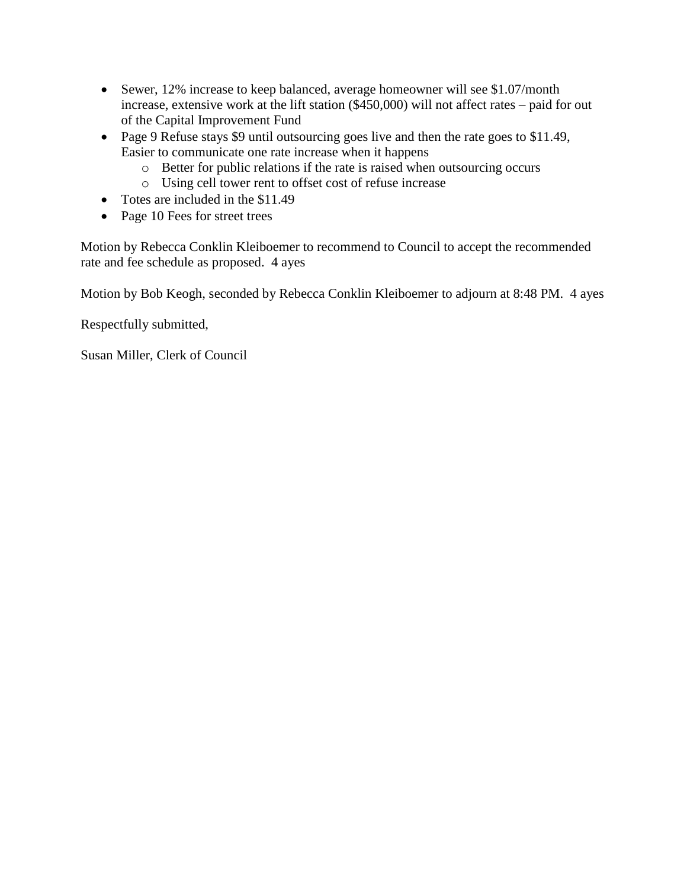- Sewer, 12% increase to keep balanced, average homeowner will see $1.07/month increase, extensive work at the lift station ($450,000) will not affect rates – paid for out of the Capital Improvement Fund
- Page 9 Refuse stays $9 until outsourcing goes live and then the rate goes to $11.49, Easier to communicate one rate increase when it happens
    - Better for public relations if the rate is raised when outsourcing occurs
    - Using cell tower rent to offset cost of refuse increase
- Totes are included in the $11.49
- Page 10 Fees for street trees

Motion by Rebecca Conklin Kleiboemer to recommend to Council to accept the recommended rate and fee schedule as proposed. 4 ayes

Motion by Bob Keogh, seconded by Rebecca Conklin Kleiboemer to adjourn at 8:48 PM. 4 ayes

Respectfully submitted,

Susan Miller, Clerk of Council